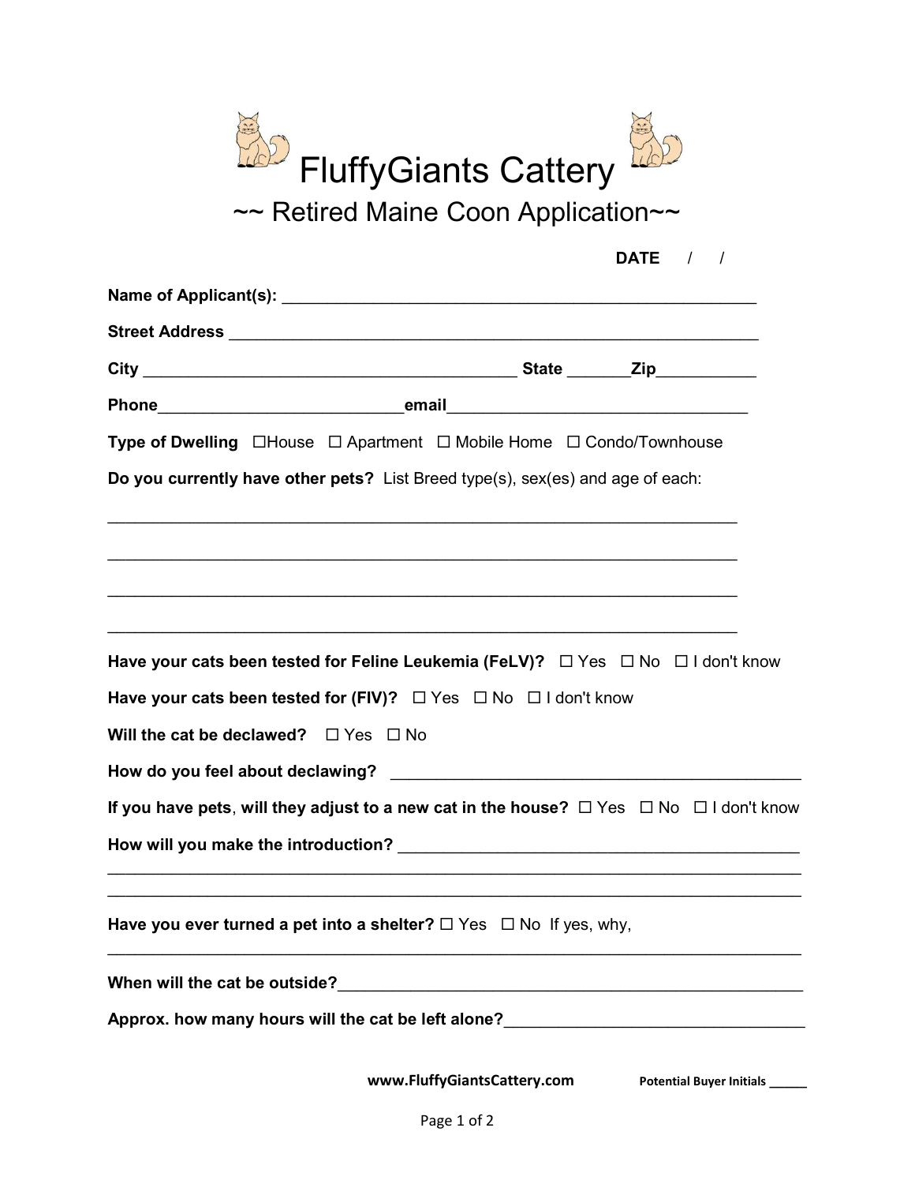# FluffyGiants Cattery

## ~~ Retired Maine Coon Application~~

**DATE** / /

**Name of Applicant(s):** ____________________________________________________

**Street Address** __________________________________________________________

**City** ________________________________________ **State** _______**Zip**___________

**Phone**___________________________**email**_________________________________

**Type of Dwelling** ☐House ☐ Apartment ☐ Mobile Home ☐ Condo/Townhouse

**Do you currently have other pets?** List Breed type(s), sex(es) and age of each:

______________________________________________________________________

______________________________________________________________________

______________________________________________________________________

______________________________________________________________________

**Have your cats been tested for Feline Leukemia (FeLV)?** ☐ Yes ☐ No ☐ I don't know

**Have your cats been tested for (FIV)?** ☐ Yes ☐ No ☐ I don't know

**Will the cat be declawed?** ☐ Yes ☐ No

**How do you feel about declawing?** ____________________________________________

**If you have pets, will they adjust to a new cat in the house?** ☐ Yes ☐ No ☐ I don't know

**How will you make the introduction?** _________________________________________

_____________________________________________________________________________

_____________________________________________________________________________

**Have you ever turned a pet into a shelter?** ☐ Yes ☐ No If yes, why,

_____________________________________________________________________________

**When will the cat be outside?**_____________________________________________________

**Approx. how many hours will the cat be left alone?**_________________________________

**www.FluffyGiantsCattery.com** **Potential Buyer Initials** _____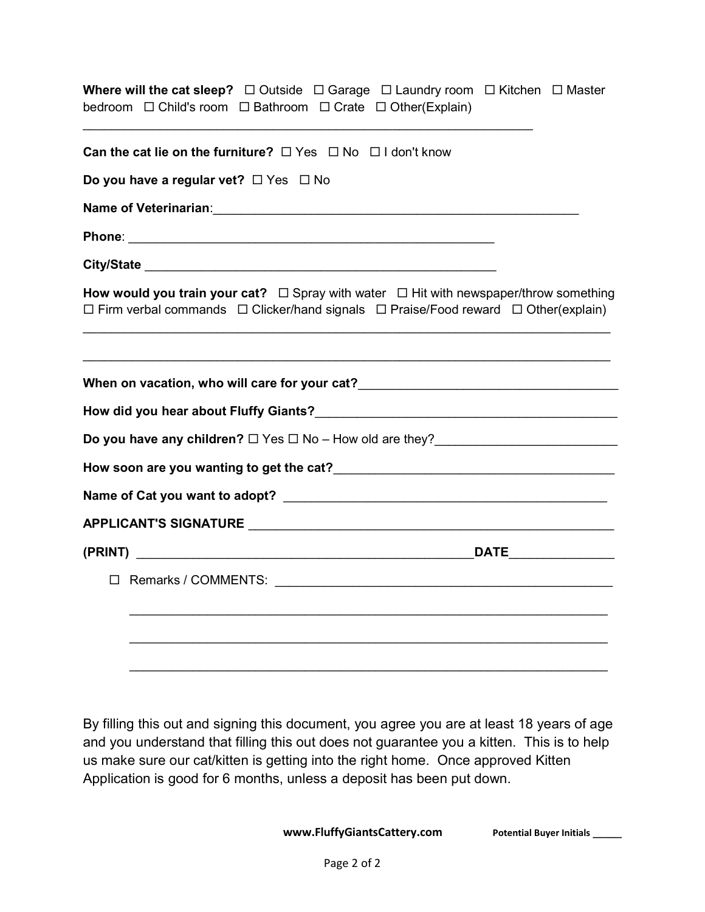**Where will the cat sleep?** ☐ Outside ☐ Garage ☐ Laundry room ☐ Kitchen ☐ Master bedroom ☐ Child's room ☐ Bathroom ☐ Crate ☐ Other(Explain)

_______________________________________________________________

**Can the cat lie on the furniture?** ☐ Yes ☐ No ☐ I don't know

**Do you have a regular vet?** ☐ Yes ☐ No

**Name of Veterinarian**:_____________________________________________

**Phone**: _____________________________________________

**City/State** ___________________________________________

**How would you train your cat?** ☐ Spray with water ☐ Hit with newspaper/throw something ☐ Firm verbal commands ☐ Clicker/hand signals ☐ Praise/Food reward ☐ Other(explain)

_______________________________________________________________________

_______________________________________________________________________

**When on vacation, who will care for your cat?**______________________________

**How did you hear about Fluffy Giants?**____________________________________

**Do you have any children?** ☐ Yes ☐ No – How old are they?_____________________

**How soon are you wanting to get the cat?**_________________________________

**Name of Cat you want to adopt?** ______________________________________

**APPLICANT'S SIGNATURE** ___________________________________________

**(PRINT)** _____________________________________________**DATE**_____________

☐ Remarks / COMMENTS: ________________________________________

_______________________________________________________________

_______________________________________________________________

_______________________________________________________________

By filling this out and signing this document, you agree you are at least 18 years of age and you understand that filling this out does not guarantee you a kitten. This is to help us make sure our cat/kitten is getting into the right home. Once approved Kitten Application is good for 6 months, unless a deposit has been put down.

**www.FluffyGiantsCattery.com** **Potential Buyer Initials _____**